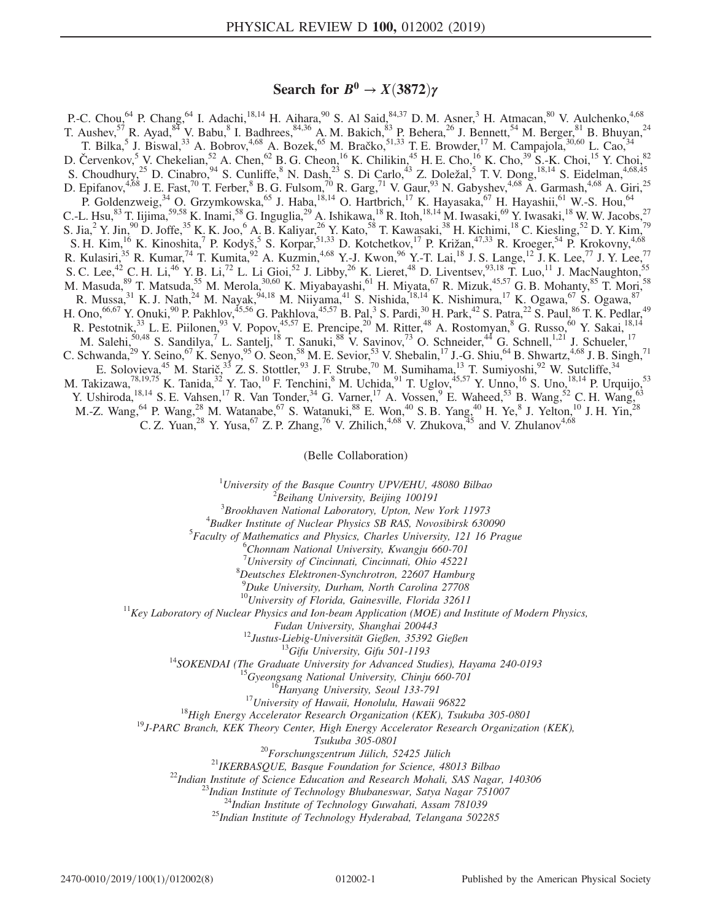# Search for $B^0 \to X(3872)\gamma$

P.-C. Chou,[64] P. Chang,[64] I. Adachi,[18,14] H. Aihara,[90] S. Al Said,[84,37] D. M. Asner,[3] H. Atmacan,[80] V. Aulchenko,[4,68] T. Aushev,[57] R. Ayad,[84] V. Babu,[8] I. Badhrees,[84,36] A. M. Bakich,[83] P. Behera,[26] J. Bennett,[54] M. Berger,[81] B. Bhuyan,[24] T. Bilka,[5] J. Biswal,[33] A. Bobrov,[4,68] A. Bozek,[65] M. Bračko,[51,33] T. E. Browder,[17] M. Campajola,[30,60] L. Cao,[34] D. Červenkov,[5] V. Chekelian,[52] A. Chen,[62] B. G. Cheon,[16] K. Chilikin,[45] H. E. Cho,[16] K. Cho,[39] S.-K. Choi,[15] Y. Choi,[82] S. Choudhury,[25] D. Cinabro,[94] S. Cunliffe,[8] N. Dash,[23] S. Di Carlo,[43] Z. Doležal,[5] T. V. Dong,[18,14] S. Eidelman,[4,68,45] D. Epifanov,[4,68] J. E. Fast,[70] T. Ferber,[8] B. G. Fulsom,[70] R. Garg,[71] V. Gaur,[93] N. Gabyshev,[4,68] A. Garmash,[4,68] A. Giri,[25] P. Goldenzweig,[34] O. Grzymkowska,[65] J. Haba,[18,14] O. Hartbrich,[17] K. Hayasaka,[67] H. Hayashii,[61] W.-S. Hou,[64] C.-L. Hsu,[83] T. Iijima,[59,58] K. Inami,[58] G. Inguglia,[29] A. Ishikawa,[18] R. Itoh,[18,14] M. Iwasaki,[69] Y. Iwasaki,[18] W. W. Jacobs,[27] S. Jia,[2] Y. Jin,[90] D. Joffe,[35] K. K. Joo,[6] A. B. Kaliyar,[26] Y. Kato,[58] T. Kawasaki,[38] H. Kichimi,[18] C. Kiesling,[52] D. Y. Kim,[79] S. H. Kim,[16] K. Kinoshita,[7] P. Kodyš,[5] S. Korpar,[51,33] D. Kotchetkov,[17] P. Križan,[47,33] R. Kroeger,[54] P. Krokovny,[4,68] R. Kulasiri,[35] R. Kumar,[74] T. Kumita,[92] A. Kuzmin,[4,68] Y.-J. Kwon,[96] Y.-T. Lai,[18] J. S. Lange,[12] J. K. Lee,[77] J. Y. Lee,[77] S. C. Lee,[42] C. H. Li,[46] Y. B. Li,[72] L. Li Gioi,[52] J. Libby,[26] K. Lieret,[48] D. Liventsev,[93,18] T. Luo,[11] J. MacNaughton,[55] M. Masuda,[89] T. Matsuda,[55] M. Merola,[30,60] K. Miyabayashi,[61] H. Miyata,[67] R. Mizuk,[45,57] G. B. Mohanty,[85] T. Mori,[58] R. Mussa,[31] K. J. Nath,[24] M. Nayak,[94,18] M. Niiyama,[41] S. Nishida,[18,14] K. Nishimura,[17] K. Ogawa,[67] S. Ogawa,[87] H. Ono,[66,67] Y. Onuki,[90] P. Pakhlov,[45,56] G. Pakhlova,[45,57] B. Pal,[3] S. Pardi,[30] H. Park,[42] S. Patra,[22] S. Paul,[86] T. K. Pedlar,[49] R. Pestotnik,[33] L. E. Piilonen,[93] V. Popov,[45,57] E. Prencipe,[20] M. Ritter,[48] A. Rostomyan,[8] G. Russo,[60] Y. Sakai,[18,14] M. Salehi,[50,48] S. Sandilya,[7] L. Santelj,[18] T. Sanuki,[88] V. Savinov,[73] O. Schneider,[44] G. Schnell,[1,21] J. Schueler,[17] C. Schwanda,[29] Y. Seino,[67] K. Senyo,[95] O. Seon,[58] M. E. Sevior,[53] V. Shebalin,[17] J.-G. Shiu,[64] B. Shwartz,[4,68] J. B. Singh,[71] E. Solovieva,[45] M. Starič,[33] Z. S. Stottler,[93] J. F. Strube,[70] M. Sumihama,[13] T. Sumiyoshi,[92] W. Sutcliffe,[34] M. Takizawa,[78,19,75] K. Tanida,[32] Y. Tao,[10] F. Tenchini,[8] M. Uchida,[91] T. Uglov,[45,57] Y. Unno,[16] S. Uno,[18,14] P. Urquijo,[53] Y. Ushiroda,[18,14] S. E. Vahsen,[17] R. Van Tonder,[34] G. Varner,[17] A. Vossen,[9] E. Waheed,[53] B. Wang,[52] C. H. Wang,[63] M.-Z. Wang,[64] P. Wang,[28] M. Watanabe,[67] S. Watanuki,[88] E. Won,[40] S. B. Yang,[40] H. Ye,[8] J. Yelton,[10] J. H. Yin,[28] C. Z. Yuan,[28] Y. Yusa,[67] Z. P. Zhang,[76] V. Zhilich,[4,68] V. Zhukova,[45] and V. Zhulanov[4,68]

(Belle Collaboration)

[1]*University of the Basque Country UPV/EHU, 48080 Bilbao*
[2]*Beihang University, Beijing 100191*
[3]*Brookhaven National Laboratory, Upton, New York 11973*
[4]*Budker Institute of Nuclear Physics SB RAS, Novosibirsk 630090*
[5]*Faculty of Mathematics and Physics, Charles University, 121 16 Prague*
[6]*Chonnam National University, Kwangju 660-701*
[7]*University of Cincinnati, Cincinnati, Ohio 45221*
[8]*Deutsches Elektronen-Synchrotron, 22607 Hamburg*
[9]*Duke University, Durham, North Carolina 27708*
[10]*University of Florida, Gainesville, Florida 32611*
[11]*Key Laboratory of Nuclear Physics and Ion-beam Application (MOE) and Institute of Modern Physics, Fudan University, Shanghai 200443*
[12]*Justus-Liebig-Universität Gießen, 35392 Gießen*
[13]*Gifu University, Gifu 501-1193*
[14]*SOKENDAI (The Graduate University for Advanced Studies), Hayama 240-0193*
[15]*Gyeongsang National University, Chinju 660-701*
[16]*Hanyang University, Seoul 133-791*
[17]*University of Hawaii, Honolulu, Hawaii 96822*
[18]*High Energy Accelerator Research Organization (KEK), Tsukuba 305-0801*
[19]*J-PARC Branch, KEK Theory Center, High Energy Accelerator Research Organization (KEK), Tsukuba 305-0801*
[20]*Forschungszentrum Jülich, 52425 Jülich*
[21]*IKERBASQUE, Basque Foundation for Science, 48013 Bilbao*
[22]*Indian Institute of Science Education and Research Mohali, SAS Nagar, 140306*
[23]*Indian Institute of Technology Bhubaneswar, Satya Nagar 751007*
[24]*Indian Institute of Technology Guwahati, Assam 781039*
[25]*Indian Institute of Technology Hyderabad, Telangana 502285*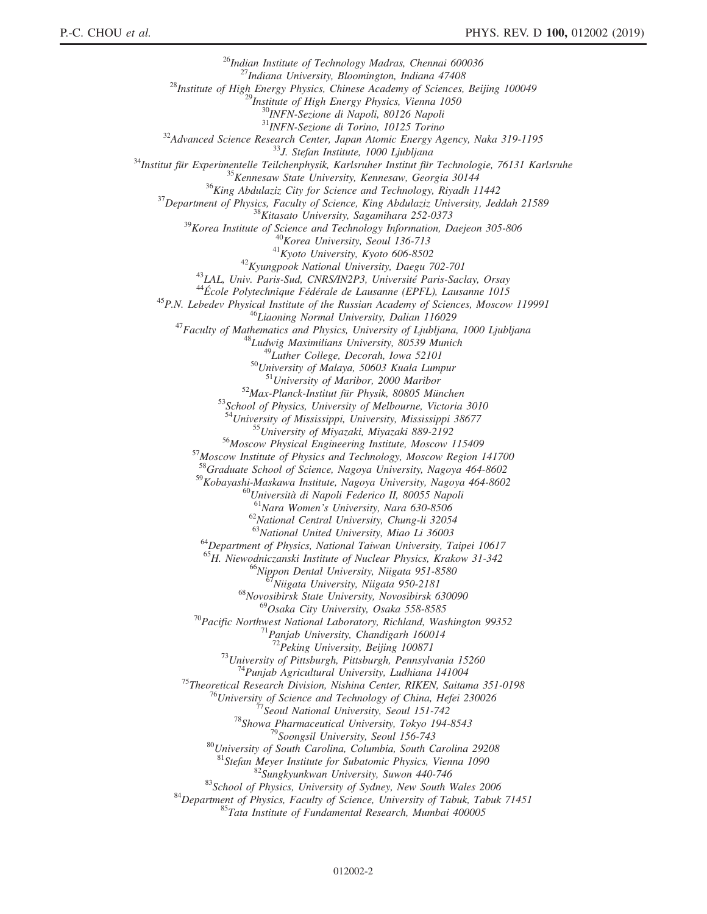[26]Indian Institute of Technology Madras, Chennai 600036
[27]Indiana University, Bloomington, Indiana 47408
[28]Institute of High Energy Physics, Chinese Academy of Sciences, Beijing 100049
[29]Institute of High Energy Physics, Vienna 1050
[30]INFN-Sezione di Napoli, 80126 Napoli
[31]INFN-Sezione di Torino, 10125 Torino
[32]Advanced Science Research Center, Japan Atomic Energy Agency, Naka 319-1195
[33]J. Stefan Institute, 1000 Ljubljana
[34]Institut für Experimentelle Teilchenphysik, Karlsruher Institut für Technologie, 76131 Karlsruhe
[35]Kennesaw State University, Kennesaw, Georgia 30144
[36]King Abdulaziz City for Science and Technology, Riyadh 11442
[37]Department of Physics, Faculty of Science, King Abdulaziz University, Jeddah 21589
[38]Kitasato University, Sagamihara 252-0373
[39]Korea Institute of Science and Technology Information, Daejeon 305-806
[40]Korea University, Seoul 136-713
[41]Kyoto University, Kyoto 606-8502
[42]Kyungpook National University, Daegu 702-701
[43]LAL, Univ. Paris-Sud, CNRS/IN2P3, Université Paris-Saclay, Orsay
[44]École Polytechnique Fédérale de Lausanne (EPFL), Lausanne 1015
[45]P.N. Lebedev Physical Institute of the Russian Academy of Sciences, Moscow 119991
[46]Liaoning Normal University, Dalian 116029
[47]Faculty of Mathematics and Physics, University of Ljubljana, 1000 Ljubljana
[48]Ludwig Maximilians University, 80539 Munich
[49]Luther College, Decorah, Iowa 52101
[50]University of Malaya, 50603 Kuala Lumpur
[51]University of Maribor, 2000 Maribor
[52]Max-Planck-Institut für Physik, 80805 München
[53]School of Physics, University of Melbourne, Victoria 3010
[54]University of Mississippi, University, Mississippi 38677
[55]University of Miyazaki, Miyazaki 889-2192
[56]Moscow Physical Engineering Institute, Moscow 115409
[57]Moscow Institute of Physics and Technology, Moscow Region 141700
[58]Graduate School of Science, Nagoya University, Nagoya 464-8602
[59]Kobayashi-Maskawa Institute, Nagoya University, Nagoya 464-8602
[60]Università di Napoli Federico II, 80055 Napoli
[61]Nara Women's University, Nara 630-8506
[62]National Central University, Chung-li 32054
[63]National United University, Miao Li 36003
[64]Department of Physics, National Taiwan University, Taipei 10617
[65]H. Niewodniczanski Institute of Nuclear Physics, Krakow 31-342
[66]Nippon Dental University, Niigata 951-8580
[67]Niigata University, Niigata 950-2181
[68]Novosibirsk State University, Novosibirsk 630090
[69]Osaka City University, Osaka 558-8585
[70]Pacific Northwest National Laboratory, Richland, Washington 99352
[71]Panjab University, Chandigarh 160014
[72]Peking University, Beijing 100871
[73]University of Pittsburgh, Pittsburgh, Pennsylvania 15260
[74]Punjab Agricultural University, Ludhiana 141004
[75]Theoretical Research Division, Nishina Center, RIKEN, Saitama 351-0198
[76]University of Science and Technology of China, Hefei 230026
[77]Seoul National University, Seoul 151-742
[78]Showa Pharmaceutical University, Tokyo 194-8543
[79]Soongsil University, Seoul 156-743
[80]University of South Carolina, Columbia, South Carolina 29208
[81]Stefan Meyer Institute for Subatomic Physics, Vienna 1090
[82]Sungkyunkwan University, Suwon 440-746
[83]School of Physics, University of Sydney, New South Wales 2006
[84]Department of Physics, Faculty of Science, University of Tabuk, Tabuk 71451
[85]Tata Institute of Fundamental Research, Mumbai 400005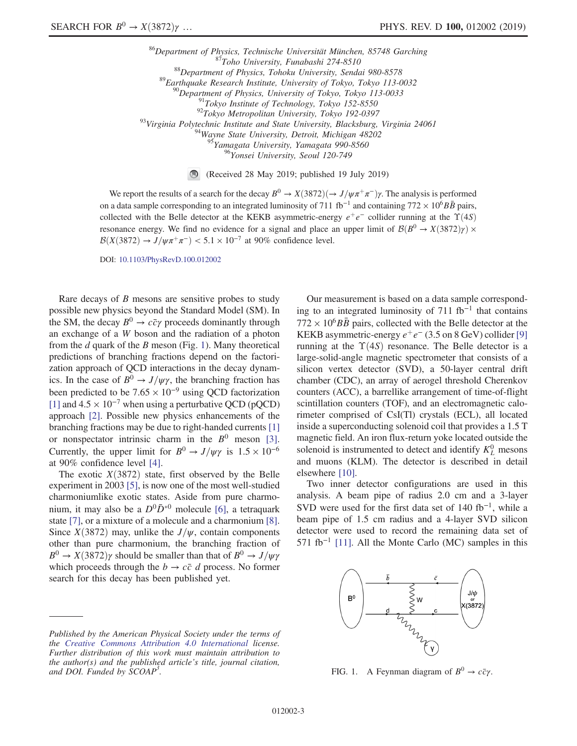[86]Department of Physics, Technische Universität München, 85748 Garching
[87]Toho University, Funabashi 274-8510
[88]Department of Physics, Tohoku University, Sendai 980-8578
[89]Earthquake Research Institute, University of Tokyo, Tokyo 113-0032
[90]Department of Physics, University of Tokyo, Tokyo 113-0033
[91]Tokyo Institute of Technology, Tokyo 152-8550
[92]Tokyo Metropolitan University, Tokyo 192-0397
[93]Virginia Polytechnic Institute and State University, Blacksburg, Virginia 24061
[94]Wayne State University, Detroit, Michigan 48202
[95]Yamagata University, Yamagata 990-8560
[96]Yonsei University, Seoul 120-749

(Received 28 May 2019; published 19 July 2019)

We report the results of a search for the decay $B^0 \to X(3872)(\to J/\psi\pi^+\pi^-)\gamma$. The analysis is performed on a data sample corresponding to an integrated luminosity of 711 $\mathrm{fb}^{-1}$ and containing $772 \times 10^6 B\bar{B}$ pairs, collected with the Belle detector at the KEKB asymmetric-energy $e^+e^-$ collider running at the $\Upsilon(4S)$ resonance energy. We find no evidence for a signal and place an upper limit of $\mathcal{B}(B^0 \to X(3872)\gamma) \times \mathcal{B}(X(3872) \to J/\psi\pi^+\pi^-) < 5.1 \times 10^{-7}$ at 90% confidence level.

DOI: 10.1103/PhysRevD.100.012002

Rare decays of $B$ mesons are sensitive probes to study possible new physics beyond the Standard Model (SM). In the SM, the decay $B^0 \to c\bar{c}\gamma$ proceeds dominantly through an exchange of a $W$ boson and the radiation of a photon from the $d$ quark of the $B$ meson (Fig. 1). Many theoretical predictions of branching fractions depend on the factorization approach of QCD interactions in the decay dynamics. In the case of $B^0 \to J/\psi\gamma$, the branching fraction has been predicted to be $7.65 \times 10^{-9}$ using QCD factorization [1] and $4.5 \times 10^{-7}$ when using a perturbative QCD (pQCD) approach [2]. Possible new physics enhancements of the branching fractions may be due to right-handed currents [1] or nonspectator intrinsic charm in the $B^0$ meson [3]. Currently, the upper limit for $B^0 \to J/\psi\gamma$ is $1.5 \times 10^{-6}$ at 90% confidence level [4].

The exotic $X(3872)$ state, first observed by the Belle experiment in 2003 [5], is now one of the most well-studied charmoniumlike exotic states. Aside from pure charmonium, it may also be a $D^0\bar{D}^{*0}$ molecule [6], a tetraquark state [7], or a mixture of a molecule and a charmonium [8]. Since $X(3872)$ may, unlike the $J/\psi$, contain components other than pure charmonium, the branching fraction of $B^0 \to X(3872)\gamma$ should be smaller than that of $B^0 \to J/\psi\gamma$ which proceeds through the $b \to c\bar{c}\, d$ process. No former search for this decay has been published yet.

*Published by the American Physical Society under the terms of the Creative Commons Attribution 4.0 International license. Further distribution of this work must maintain attribution to the author(s) and the published article's title, journal citation, and DOI. Funded by SCOAP[3].*

Our measurement is based on a data sample corresponding to an integrated luminosity of 711 $\mathrm{fb}^{-1}$ that contains $772 \times 10^6 B\bar{B}$ pairs, collected with the Belle detector at the KEKB asymmetric-energy $e^+e^-$ (3.5 on 8 GeV) collider [9] running at the $\Upsilon(4S)$ resonance. The Belle detector is a large-solid-angle magnetic spectrometer that consists of a silicon vertex detector (SVD), a 50-layer central drift chamber (CDC), an array of aerogel threshold Cherenkov counters (ACC), a barrellike arrangement of time-of-flight scintillation counters (TOF), and an electromagnetic calorimeter comprised of CsI(Tl) crystals (ECL), all located inside a superconducting solenoid coil that provides a 1.5 T magnetic field. An iron flux-return yoke located outside the solenoid is instrumented to detect and identify $K_L^0$ mesons and muons (KLM). The detector is described in detail elsewhere [10].

Two inner detector configurations are used in this analysis. A beam pipe of radius 2.0 cm and a 3-layer SVD were used for the first data set of 140 $\mathrm{fb}^{-1}$, while a beam pipe of 1.5 cm radius and a 4-layer SVD silicon detector were used to record the remaining data set of 571 $\mathrm{fb}^{-1}$ [11]. All the Monte Carlo (MC) samples in this

FIG. 1. A Feynman diagram of $B^0 \to c\bar{c}\gamma$.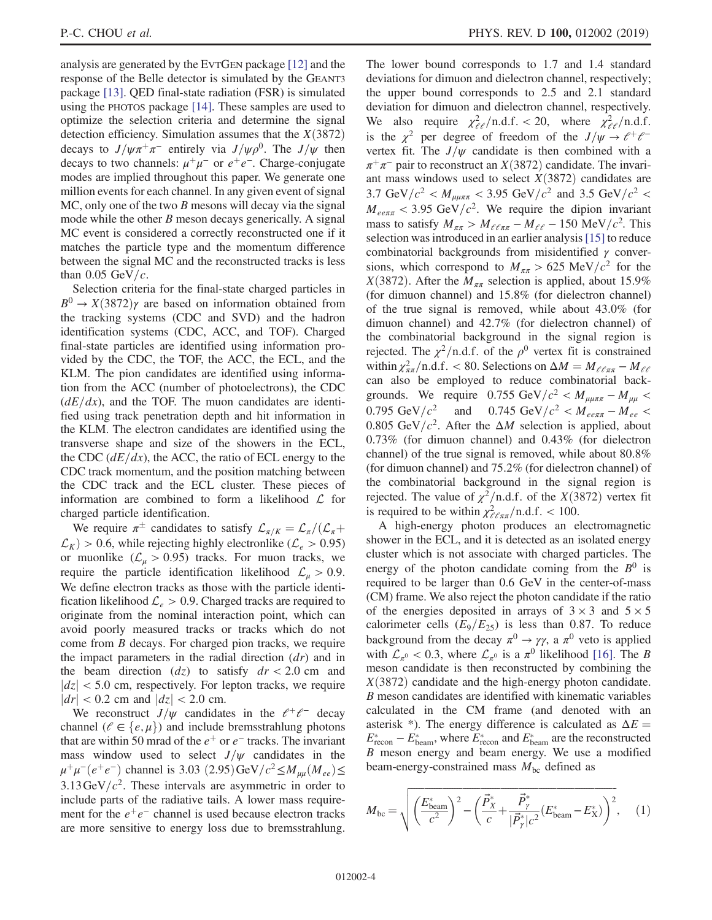analysis are generated by the EvtGen package [12] and the response of the Belle detector is simulated by the GEANT3 package [13]. QED final-state radiation (FSR) is simulated using the PHOTOS package [14]. These samples are used to optimize the selection criteria and determine the signal detection efficiency. Simulation assumes that the $X(3872)$ decays to $J/\psi\pi^+\pi^-$ entirely via $J/\psi\rho^0$. The $J/\psi$ then decays to two channels: $\mu^+\mu^-$ or $e^+e^-$. Charge-conjugate modes are implied throughout this paper. We generate one million events for each channel. In any given event of signal MC, only one of the two $B$ mesons will decay via the signal mode while the other $B$ meson decays generically. A signal MC event is considered a correctly reconstructed one if it matches the particle type and the momentum difference between the signal MC and the reconstructed tracks is less than 0.05 GeV/$c$.

Selection criteria for the final-state charged particles in $B^0 \to X(3872)\gamma$ are based on information obtained from the tracking systems (CDC and SVD) and the hadron identification systems (CDC, ACC, and TOF). Charged final-state particles are identified using information provided by the CDC, the TOF, the ACC, the ECL, and the KLM. The pion candidates are identified using information from the ACC (number of photoelectrons), the CDC ($dE/dx$), and the TOF. The muon candidates are identified using track penetration depth and hit information in the KLM. The electron candidates are identified using the transverse shape and size of the showers in the ECL, the CDC ($dE/dx$), the ACC, the ratio of ECL energy to the CDC track momentum, and the position matching between the CDC track and the ECL cluster. These pieces of information are combined to form a likelihood $\mathcal{L}$ for charged particle identification.

We require $\pi^\pm$ candidates to satisfy $\mathcal{L}_{\pi/K} = \mathcal{L}_\pi/(\mathcal{L}_\pi + \mathcal{L}_K) > 0.6$, while rejecting highly electronlike ($\mathcal{L}_e > 0.95$) or muonlike ($\mathcal{L}_\mu > 0.95$) tracks. For muon tracks, we require the particle identification likelihood $\mathcal{L}_\mu > 0.9$. We define electron tracks as those with the particle identification likelihood $\mathcal{L}_e > 0.9$. Charged tracks are required to originate from the nominal interaction point, which can avoid poorly measured tracks or tracks which do not come from $B$ decays. For charged pion tracks, we require the impact parameters in the radial direction ($dr$) and in the beam direction ($dz$) to satisfy $dr < 2.0$ cm and $|dz| < 5.0$ cm, respectively. For lepton tracks, we require $|dr| < 0.2$ cm and $|dz| < 2.0$ cm.

We reconstruct $J/\psi$ candidates in the $\ell^+\ell^-$ decay channel ($\ell \in \{e, \mu\}$) and include bremsstrahlung photons that are within 50 mrad of the $e^+$ or $e^-$ tracks. The invariant mass window used to select $J/\psi$ candidates in the $\mu^+\mu^-(e^+e^-)$ channel is $3.03\ (2.95)\,\mathrm{GeV}/c^2 \le M_{\mu\mu}(M_{ee}) \le 3.13\,\mathrm{GeV}/c^2$. These intervals are asymmetric in order to include parts of the radiative tails. A lower mass requirement for the $e^+e^-$ channel is used because electron tracks are more sensitive to energy loss due to bremsstrahlung. The lower bound corresponds to 1.7 and 1.4 standard deviations for dimuon and dielectron channel, respectively; the upper bound corresponds to 2.5 and 2.1 standard deviation for dimuon and dielectron channel, respectively. We also require $\chi^2_{\ell\ell}/\mathrm{n.d.f.} < 20$, where $\chi^2_{\ell\ell}/\mathrm{n.d.f.}$ is the $\chi^2$ per degree of freedom of the $J/\psi \to \ell^+\ell^-$ vertex fit. The $J/\psi$ candidate is then combined with a $\pi^+\pi^-$ pair to reconstruct an $X(3872)$ candidate. The invariant mass windows used to select $X(3872)$ candidates are $3.7\ \mathrm{GeV}/c^2 < M_{\mu\mu\pi\pi} < 3.95\ \mathrm{GeV}/c^2$ and $3.5\ \mathrm{GeV}/c^2 < M_{ee\pi\pi} < 3.95\ \mathrm{GeV}/c^2$. We require the dipion invariant mass to satisfy $M_{\pi\pi} > M_{\ell\ell\pi\pi} - M_{\ell\ell} - 150\ \mathrm{MeV}/c^2$. This selection was introduced in an earlier analysis [15] to reduce combinatorial backgrounds from misidentified $\gamma$ conversions, which correspond to $M_{\pi\pi} > 625\ \mathrm{MeV}/c^2$ for the $X(3872)$. After the $M_{\pi\pi}$ selection is applied, about 15.9% (for dimuon channel) and 15.8% (for dielectron channel) of the true signal is removed, while about 43.0% (for dimuon channel) and 42.7% (for dielectron channel) of the combinatorial background in the signal region is rejected. The $\chi^2/\mathrm{n.d.f.}$ of the $\rho^0$ vertex fit is constrained within $\chi^2_{\pi\pi}/\mathrm{n.d.f.} < 80$. Selections on $\Delta M = M_{\ell\ell\pi\pi} - M_{\ell\ell}$ can also be employed to reduce combinatorial backgrounds. We require $0.755\ \mathrm{GeV}/c^2 < M_{\mu\mu\pi\pi} - M_{\mu\mu} < 0.795\ \mathrm{GeV}/c^2$ and $0.745\ \mathrm{GeV}/c^2 < M_{ee\pi\pi} - M_{ee} < 0.805\ \mathrm{GeV}/c^2$. After the $\Delta M$ selection is applied, about 0.73% (for dimuon channel) and 0.43% (for dielectron channel) of the true signal is removed, while about 80.8% (for dimuon channel) and 75.2% (for dielectron channel) of the combinatorial background in the signal region is rejected. The value of $\chi^2/\mathrm{n.d.f.}$ of the $X(3872)$ vertex fit is required to be within $\chi^2_{\ell\ell\pi\pi}/\mathrm{n.d.f.} < 100$.

A high-energy photon produces an electromagnetic shower in the ECL, and it is detected as an isolated energy cluster which is not associate with charged particles. The energy of the photon candidate coming from the $B^0$ is required to be larger than 0.6 GeV in the center-of-mass (CM) frame. We also reject the photon candidate if the ratio of the energies deposited in arrays of $3 \times 3$ and $5 \times 5$ calorimeter cells ($E_9/E_{25}$) is less than 0.87. To reduce background from the decay $\pi^0 \to \gamma\gamma$, a $\pi^0$ veto is applied with $\mathcal{L}_{\pi^0} < 0.3$, where $\mathcal{L}_{\pi^0}$ is a $\pi^0$ likelihood [16]. The $B$ meson candidate is then reconstructed by combining the $X(3872)$ candidate and the high-energy photon candidate. $B$ meson candidates are identified with kinematic variables calculated in the CM frame (and denoted with an asterisk *). The energy difference is calculated as $\Delta E = E^*_{\mathrm{recon}} - E^*_{\mathrm{beam}}$, where $E^*_{\mathrm{recon}}$ and $E^*_{\mathrm{beam}}$ are the reconstructed $B$ meson energy and beam energy. We use a modified beam-energy-constrained mass $M_{\mathrm{bc}}$ defined as

$$M_{\mathrm{bc}} = \sqrt{\left(\frac{E^*_{\mathrm{beam}}}{c^2}\right)^2 - \left(\frac{\vec{P}^*_X}{c} + \frac{\vec{P}^*_\gamma}{|\vec{P}^*_\gamma|c^2}(E^*_{\mathrm{beam}} - E^*_X)\right)^2}, \quad (1)$$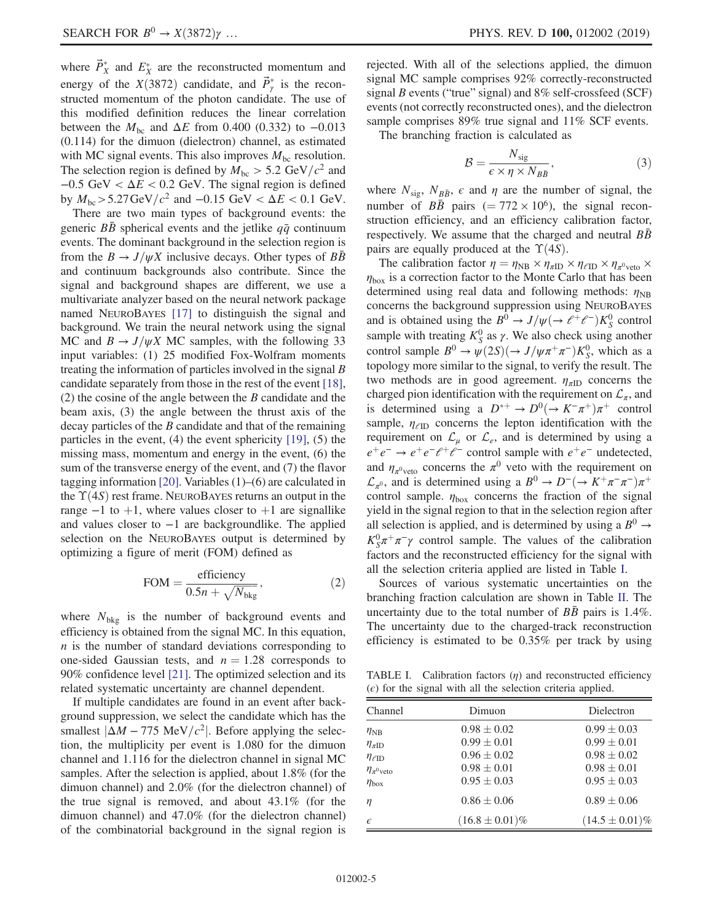where $\vec{P}_X^*$ and $E_X^*$ are the reconstructed momentum and energy of the $X(3872)$ candidate, and $\vec{P}_\gamma^*$ is the reconstructed momentum of the photon candidate. The use of this modified definition reduces the linear correlation between the $M_{\rm bc}$ and $\Delta E$ from 0.400 (0.332) to −0.013 (0.114) for the dimuon (dielectron) channel, as estimated with MC signal events. This also improves $M_{\rm bc}$ resolution. The selection region is defined by $M_{\rm bc} > 5.2$ GeV/$c^2$ and $-0.5$ GeV $< \Delta E < 0.2$ GeV. The signal region is defined by $M_{\rm bc} > 5.27$ GeV/$c^2$ and $-0.15$ GeV $< \Delta E < 0.1$ GeV.

There are two main types of background events: the generic $B\bar{B}$ spherical events and the jetlike $q\bar{q}$ continuum events. The dominant background in the selection region is from the $B \to J/\psi X$ inclusive decays. Other types of $B\bar{B}$ and continuum backgrounds also contribute. Since the signal and background shapes are different, we use a multivariate analyzer based on the neural network package named NeuroBayes [17] to distinguish the signal and background. We train the neural network using the signal MC and $B \to J/\psi X$ MC samples, with the following 33 input variables: (1) 25 modified Fox-Wolfram moments treating the information of particles involved in the signal $B$ candidate separately from those in the rest of the event [18], (2) the cosine of the angle between the $B$ candidate and the beam axis, (3) the angle between the thrust axis of the decay particles of the $B$ candidate and that of the remaining particles in the event, (4) the event sphericity [19], (5) the missing mass, momentum and energy in the event, (6) the sum of the transverse energy of the event, and (7) the flavor tagging information [20]. Variables (1)–(6) are calculated in the $\Upsilon(4S)$ rest frame. NeuroBayes returns an output in the range −1 to +1, where values closer to +1 are signallike and values closer to −1 are backgroundlike. The applied selection on the NeuroBayes output is determined by optimizing a figure of merit (FOM) defined as

$$\mathrm{FOM} = \frac{\mathrm{efficiency}}{0.5n + \sqrt{N_{\rm bkg}}}, \tag{2}$$

where $N_{\rm bkg}$ is the number of background events and efficiency is obtained from the signal MC. In this equation, $n$ is the number of standard deviations corresponding to one-sided Gaussian tests, and $n = 1.28$ corresponds to 90% confidence level [21]. The optimized selection and its related systematic uncertainty are channel dependent.

If multiple candidates are found in an event after background suppression, we select the candidate which has the smallest $|\Delta M - 775\ \mathrm{MeV}/c^2|$. Before applying the selection, the multiplicity per event is 1.080 for the dimuon channel and 1.116 for the dielectron channel in signal MC samples. After the selection is applied, about 1.8% (for the dimuon channel) and 2.0% (for the dielectron channel) of the true signal is removed, and about 43.1% (for the dimuon channel) and 47.0% (for the dielectron channel) of the combinatorial background in the signal region is rejected. With all of the selections applied, the dimuon signal MC sample comprises 92% correctly-reconstructed signal $B$ events ("true" signal) and 8% self-crossfeed (SCF) events (not correctly reconstructed ones), and the dielectron sample comprises 89% true signal and 11% SCF events.

The branching fraction is calculated as

$$\mathcal{B} = \frac{N_{\rm sig}}{\epsilon \times \eta \times N_{B\bar{B}}}, \tag{3}$$

where $N_{\rm sig}$, $N_{B\bar{B}}$, $\epsilon$ and $\eta$ are the number of signal, the number of $B\bar{B}$ pairs ($= 772 \times 10^6$), the signal reconstruction efficiency, and an efficiency calibration factor, respectively. We assume that the charged and neutral $B\bar{B}$ pairs are equally produced at the $\Upsilon(4S)$.

The calibration factor $\eta = \eta_{\rm NB} \times \eta_{\pi \rm ID} \times \eta_{\ell \rm ID} \times \eta_{\pi^0 \rm veto} \times \eta_{\rm box}$ is a correction factor to the Monte Carlo that has been determined using real data and following methods: $\eta_{\rm NB}$ concerns the background suppression using NeuroBayes and is obtained using the $B^0 \to J/\psi(\to \ell^+\ell^-)K_S^0$ control sample with treating $K_S^0$ as $\gamma$. We also check using another control sample $B^0 \to \psi(2S)(\to J/\psi\pi^+\pi^-)K_S^0$, which has a topology more similar to the signal, to verify the result. The two methods are in good agreement. $\eta_{\pi \rm ID}$ concerns the charged pion identification with the requirement on $\mathcal{L}_\pi$, and is determined using a $D^{*+} \to D^0(\to K^-\pi^+)\pi^+$ control sample, $\eta_{\ell \rm ID}$ concerns the lepton identification with the requirement on $\mathcal{L}_\mu$ or $\mathcal{L}_e$, and is determined by using a $e^+e^- \to e^+e^-\ell^+\ell^-$ control sample with $e^+e^-$ undetected, and $\eta_{\pi^0 \rm veto}$ concerns the $\pi^0$ veto with the requirement on $\mathcal{L}_{\pi^0}$, and is determined using a $B^0 \to D^-(\to K^+\pi^-\pi^-)\pi^+$ control sample. $\eta_{\rm box}$ concerns the fraction of the signal yield in the signal region to that in the selection region after all selection is applied, and is determined by using a $B^0 \to K_S^0\pi^+\pi^-\gamma$ control sample. The values of the calibration factors and the reconstructed efficiency for the signal with all the selection criteria applied are listed in Table I.

Sources of various systematic uncertainties on the branching fraction calculation are shown in Table II. The uncertainty due to the total number of $B\bar{B}$ pairs is 1.4%. The uncertainty due to the charged-track reconstruction efficiency is estimated to be 0.35% per track by using

TABLE I. Calibration factors ($\eta$) and reconstructed efficiency ($\epsilon$) for the signal with all the selection criteria applied.

| Channel | Dimuon | Dielectron |
|---|---|---|
| $\eta_{\rm NB}$ | $0.98 \pm 0.02$ | $0.99 \pm 0.03$ |
| $\eta_{\pi \rm ID}$ | $0.99 \pm 0.01$ | $0.99 \pm 0.01$ |
| $\eta_{\ell \rm ID}$ | $0.96 \pm 0.02$ | $0.98 \pm 0.02$ |
| $\eta_{\pi^0 \rm veto}$ | $0.98 \pm 0.01$ | $0.98 \pm 0.01$ |
| $\eta_{\rm box}$ | $0.95 \pm 0.03$ | $0.95 \pm 0.03$ |
| $\eta$ | $0.86 \pm 0.06$ | $0.89 \pm 0.06$ |
| $\epsilon$ | $(16.8 \pm 0.01)\%$ | $(14.5 \pm 0.01)\%$ |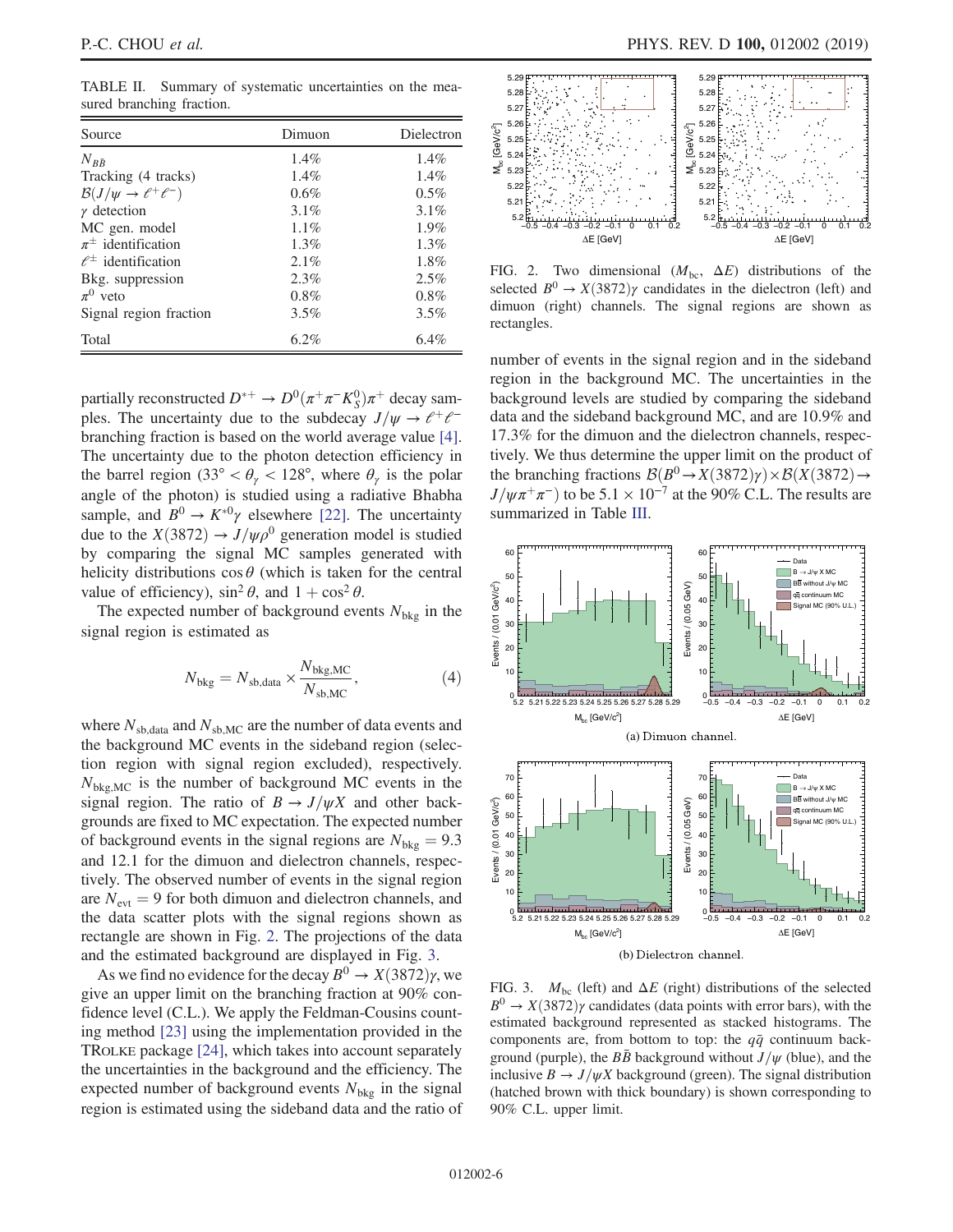TABLE II. Summary of systematic uncertainties on the measured branching fraction.

| Source | Dimuon | Dielectron |
| --- | --- | --- |
| $N_{B\bar{B}}$ | 1.4% | 1.4% |
| Tracking (4 tracks) | 1.4% | 1.4% |
| $\mathcal{B}(J/\psi \to \ell^+\ell^-)$ | 0.6% | 0.5% |
| $\gamma$ detection | 3.1% | 3.1% |
| MC gen. model | 1.1% | 1.9% |
| $\pi^\pm$ identification | 1.3% | 1.3% |
| $\ell^\pm$ identification | 2.1% | 1.8% |
| Bkg. suppression | 2.3% | 2.5% |
| $\pi^0$ veto | 0.8% | 0.8% |
| Signal region fraction | 3.5% | 3.5% |
| Total | 6.2% | 6.4% |

partially reconstructed $D^{*+} \to D^0(\pi^+\pi^-K_S^0)\pi^+$ decay samples. The uncertainty due to the subdecay $J/\psi \to \ell^+\ell^-$ branching fraction is based on the world average value [4]. The uncertainty due to the photon detection efficiency in the barrel region ($33° < \theta_\gamma < 128°$, where $\theta_\gamma$ is the polar angle of the photon) is studied using a radiative Bhabha sample, and $B^0 \to K^{*0}\gamma$ elsewhere [22]. The uncertainty due to the $X(3872) \to J/\psi\rho^0$ generation model is studied by comparing the signal MC samples generated with helicity distributions $\cos\theta$ (which is taken for the central value of efficiency), $\sin^2\theta$, and $1 + \cos^2\theta$.

The expected number of background events $N_{\rm bkg}$ in the signal region is estimated as

$$N_{\rm bkg} = N_{\rm sb,data} \times \frac{N_{\rm bkg,MC}}{N_{\rm sb,MC}}, \tag{4}$$

where $N_{\rm sb,data}$ and $N_{\rm sb,MC}$ are the number of data events and the background MC events in the sideband region (selection region with signal region excluded), respectively. $N_{\rm bkg,MC}$ is the number of background MC events in the signal region. The ratio of $B \to J/\psi X$ and other backgrounds are fixed to MC expectation. The expected number of background events in the signal regions are $N_{\rm bkg} = 9.3$ and 12.1 for the dimuon and dielectron channels, respectively. The observed number of events in the signal region are $N_{\rm evt} = 9$ for both dimuon and dielectron channels, and the data scatter plots with the signal regions shown as rectangle are shown in Fig. 2. The projections of the data and the estimated background are displayed in Fig. 3.

As we find no evidence for the decay $B^0 \to X(3872)\gamma$, we give an upper limit on the branching fraction at 90% confidence level (C.L.). We apply the Feldman-Cousins counting method [23] using the implementation provided in the TROLKE package [24], which takes into account separately the uncertainties in the background and the efficiency. The expected number of background events $N_{\rm bkg}$ in the signal region is estimated using the sideband data and the ratio of

FIG. 2. Two dimensional ($M_{\rm bc}$, $\Delta E$) distributions of the selected $B^0 \to X(3872)\gamma$ candidates in the dielectron (left) and dimuon (right) channels. The signal regions are shown as rectangles.

number of events in the signal region and in the sideband region in the background MC. The uncertainties in the background levels are studied by comparing the sideband data and the sideband background MC, and are 10.9% and 17.3% for the dimuon and the dielectron channels, respectively. We thus determine the upper limit on the product of the branching fractions $\mathcal{B}(B^0 \to X(3872)\gamma) \times \mathcal{B}(X(3872) \to J/\psi\pi^+\pi^-)$ to be $5.1 \times 10^{-7}$ at the 90% C.L. The results are summarized in Table III.

(a) Dimuon channel.

(b) Dielectron channel.

FIG. 3. $M_{\rm bc}$ (left) and $\Delta E$ (right) distributions of the selected $B^0 \to X(3872)\gamma$ candidates (data points with error bars), with the estimated background represented as stacked histograms. The components are, from bottom to top: the $q\bar{q}$ continuum background (purple), the $B\bar{B}$ background without $J/\psi$ (blue), and the inclusive $B \to J/\psi X$ background (green). The signal distribution (hatched brown with thick boundary) is shown corresponding to 90% C.L. upper limit.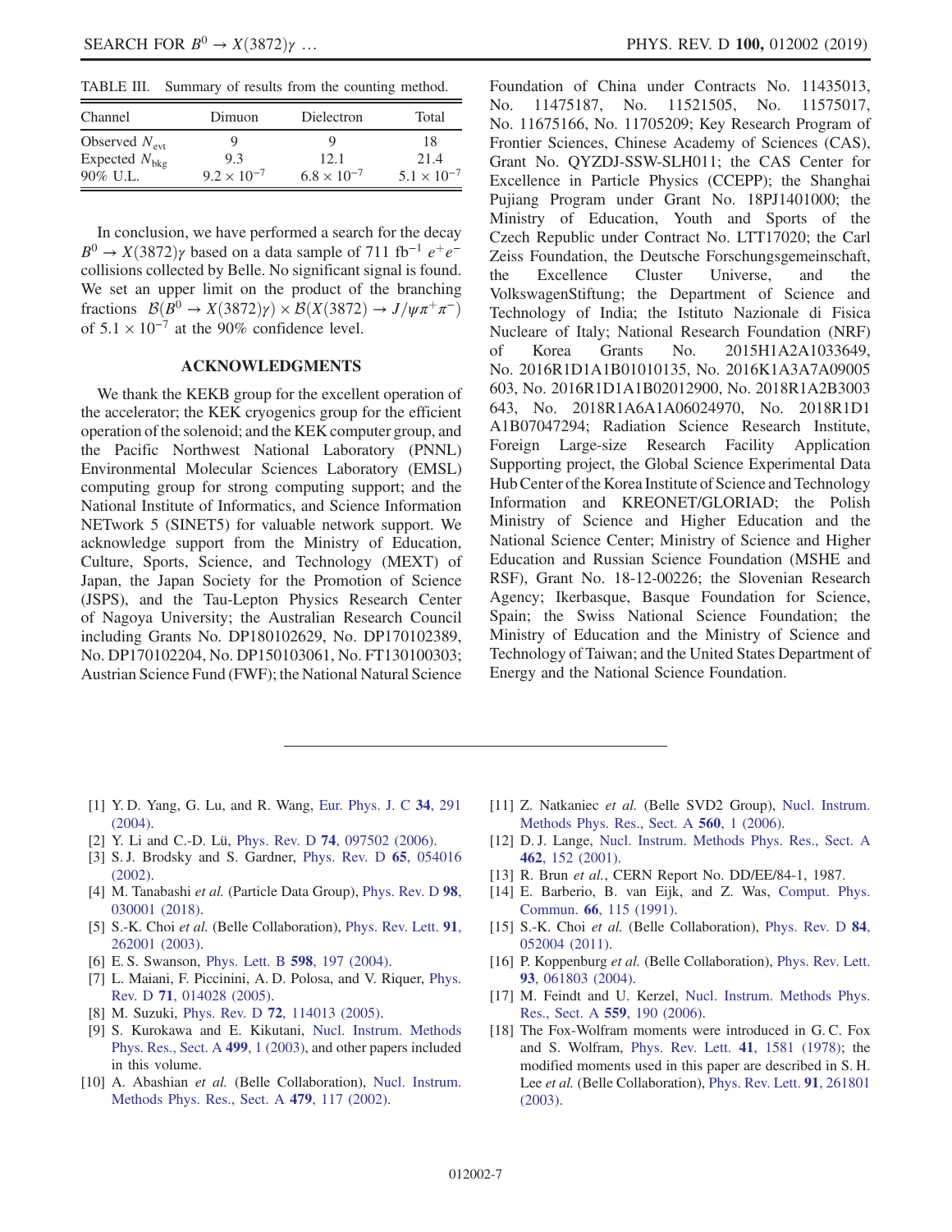TABLE III. Summary of results from the counting method.

| Channel | Dimuon | Dielectron | Total |
| --- | --- | --- | --- |
| Observed $N_{\mathrm{evt}}$ | 9 | 9 | 18 |
| Expected $N_{\mathrm{bkg}}$ | 9.3 | 12.1 | 21.4 |
| 90% U.L. | $9.2 \times 10^{-7}$ | $6.8 \times 10^{-7}$ | $5.1 \times 10^{-7}$ |

In conclusion, we have performed a search for the decay $B^0 \to X(3872)\gamma$ based on a data sample of 711 fb$^{-1}$ $e^+e^-$ collisions collected by Belle. No significant signal is found. We set an upper limit on the product of the branching fractions $\mathcal{B}(B^0 \to X(3872)\gamma) \times \mathcal{B}(X(3872) \to J/\psi\pi^+\pi^-)$ of $5.1 \times 10^{-7}$ at the 90% confidence level.

## ACKNOWLEDGMENTS

We thank the KEKB group for the excellent operation of the accelerator; the KEK cryogenics group for the efficient operation of the solenoid; and the KEK computer group, and the Pacific Northwest National Laboratory (PNNL) Environmental Molecular Sciences Laboratory (EMSL) computing group for strong computing support; and the National Institute of Informatics, and Science Information NETwork 5 (SINET5) for valuable network support. We acknowledge support from the Ministry of Education, Culture, Sports, Science, and Technology (MEXT) of Japan, the Japan Society for the Promotion of Science (JSPS), and the Tau-Lepton Physics Research Center of Nagoya University; the Australian Research Council including Grants No. DP180102629, No. DP170102389, No. DP170102204, No. DP150103061, No. FT130100303; Austrian Science Fund (FWF); the National Natural Science Foundation of China under Contracts No. 11435013, No. 11475187, No. 11521505, No. 11575017, No. 11675166, No. 11705209; Key Research Program of Frontier Sciences, Chinese Academy of Sciences (CAS), Grant No. QYZDJ-SSW-SLH011; the CAS Center for Excellence in Particle Physics (CCEPP); the Shanghai Pujiang Program under Grant No. 18PJ1401000; the Ministry of Education, Youth and Sports of the Czech Republic under Contract No. LTT17020; the Carl Zeiss Foundation, the Deutsche Forschungsgemeinschaft, the Excellence Cluster Universe, and the VolkswagenStiftung; the Department of Science and Technology of India; the Istituto Nazionale di Fisica Nucleare of Italy; National Research Foundation (NRF) of Korea Grants No. 2015H1A2A1033649, No. 2016R1D1A1B01010135, No. 2016K1A3A7A09005603, No. 2016R1D1A1B02012900, No. 2018R1A2B3003643, No. 2018R1A6A1A06024970, No. 2018R1D1A1B07047294; Radiation Science Research Institute, Foreign Large-size Research Facility Application Supporting project, the Global Science Experimental Data Hub Center of the Korea Institute of Science and Technology Information and KREONET/GLORIAD; the Polish Ministry of Science and Higher Education and the National Science Center; Ministry of Science and Higher Education and Russian Science Foundation (MSHE and RSF), Grant No. 18-12-00226; the Slovenian Research Agency; Ikerbasque, Basque Foundation for Science, Spain; the Swiss National Science Foundation; the Ministry of Education and the Ministry of Science and Technology of Taiwan; and the United States Department of Energy and the National Science Foundation.

---

[1] Y. D. Yang, G. Lu, and R. Wang, Eur. Phys. J. C **34**, 291 (2004).

[2] Y. Li and C.-D. Lü, Phys. Rev. D **74**, 097502 (2006).

[3] S. J. Brodsky and S. Gardner, Phys. Rev. D **65**, 054016 (2002).

[4] M. Tanabashi *et al.* (Particle Data Group), Phys. Rev. D **98**, 030001 (2018).

[5] S.-K. Choi *et al.* (Belle Collaboration), Phys. Rev. Lett. **91**, 262001 (2003).

[6] E. S. Swanson, Phys. Lett. B **598**, 197 (2004).

[7] L. Maiani, F. Piccinini, A. D. Polosa, and V. Riquer, Phys. Rev. D **71**, 014028 (2005).

[8] M. Suzuki, Phys. Rev. D **72**, 114013 (2005).

[9] S. Kurokawa and E. Kikutani, Nucl. Instrum. Methods Phys. Res., Sect. A **499**, 1 (2003), and other papers included in this volume.

[10] A. Abashian *et al.* (Belle Collaboration), Nucl. Instrum. Methods Phys. Res., Sect. A **479**, 117 (2002).

[11] Z. Natkaniec *et al.* (Belle SVD2 Group), Nucl. Instrum. Methods Phys. Res., Sect. A **560**, 1 (2006).

[12] D. J. Lange, Nucl. Instrum. Methods Phys. Res., Sect. A **462**, 152 (2001).

[13] R. Brun *et al.*, CERN Report No. DD/EE/84-1, 1987.

[14] E. Barberio, B. van Eijk, and Z. Was, Comput. Phys. Commun. **66**, 115 (1991).

[15] S.-K. Choi *et al.* (Belle Collaboration), Phys. Rev. D **84**, 052004 (2011).

[16] P. Koppenburg *et al.* (Belle Collaboration), Phys. Rev. Lett. **93**, 061803 (2004).

[17] M. Feindt and U. Kerzel, Nucl. Instrum. Methods Phys. Res., Sect. A **559**, 190 (2006).

[18] The Fox-Wolfram moments were introduced in G. C. Fox and S. Wolfram, Phys. Rev. Lett. **41**, 1581 (1978); the modified moments used in this paper are described in S. H. Lee *et al.* (Belle Collaboration), Phys. Rev. Lett. **91**, 261801 (2003).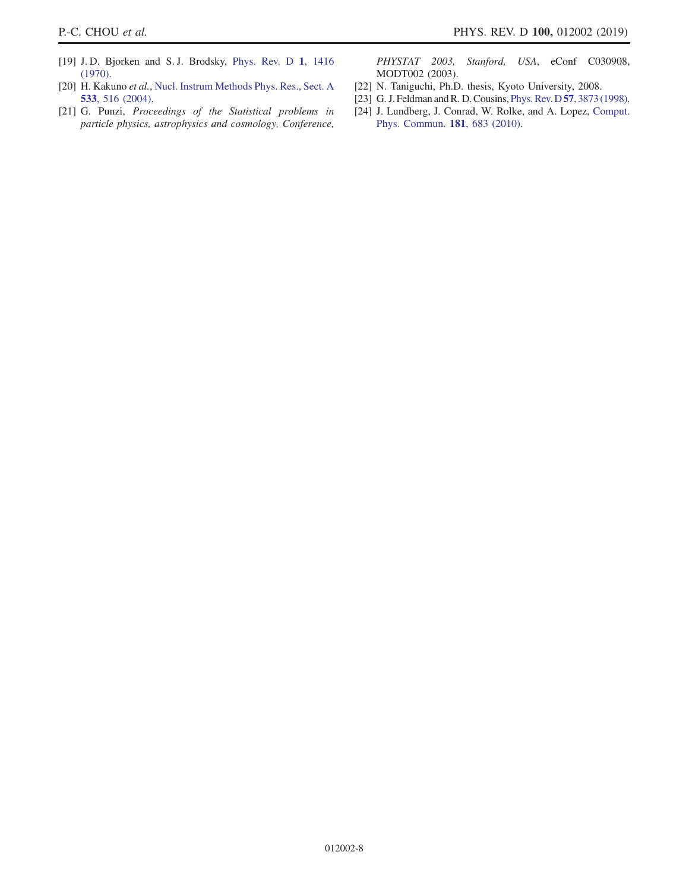[19] J. D. Bjorken and S. J. Brodsky, Phys. Rev. D **1**, 1416 (1970).

[20] H. Kakuno *et al.*, Nucl. Instrum Methods Phys. Res., Sect. A **533**, 516 (2004).

[21] G. Punzi, *Proceedings of the Statistical problems in particle physics, astrophysics and cosmology, Conference, PHYSTAT 2003, Stanford, USA*, eConf C030908, MODT002 (2003).

[22] N. Taniguchi, Ph.D. thesis, Kyoto University, 2008.

[23] G. J. Feldman and R. D. Cousins, Phys. Rev. D **57**, 3873 (1998).

[24] J. Lundberg, J. Conrad, W. Rolke, and A. Lopez, Comput. Phys. Commun. **181**, 683 (2010).